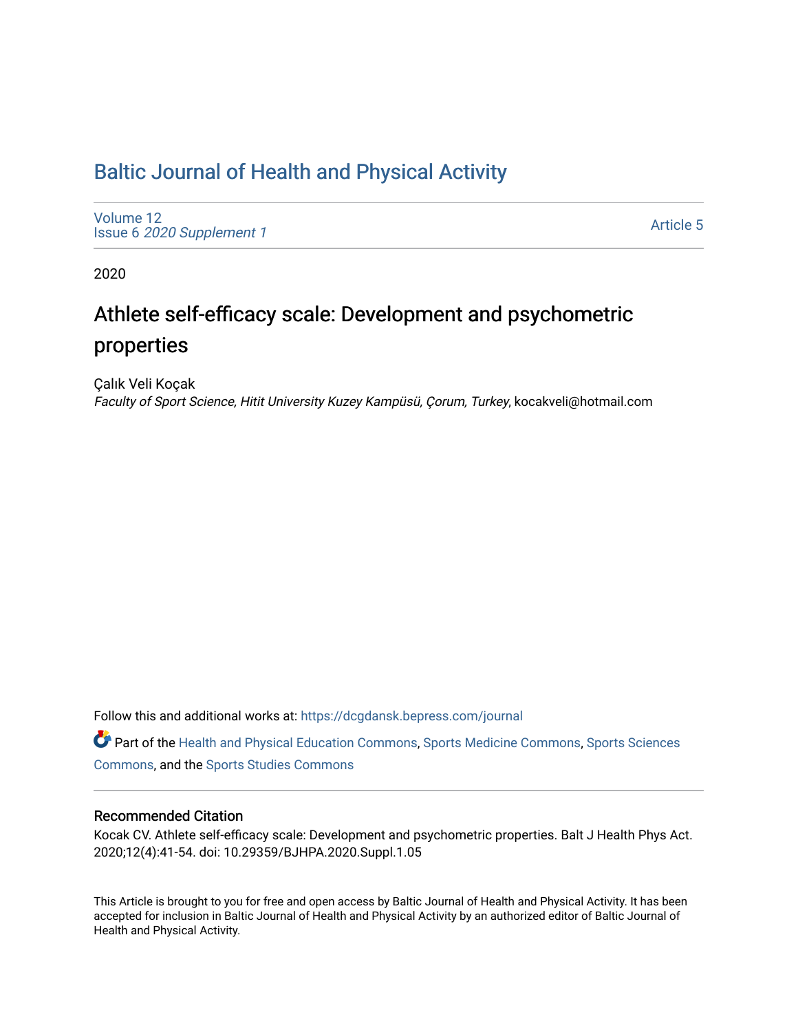# Baltic Journal of Health and Physical Activity

Volume 12
Issue 6 *2020 Supplement 1*

Article 5

2020

## Athlete self-efficacy scale: Development and psychometric properties

Çalık Veli Koçak
*Faculty of Sport Science, Hitit University Kuzey Kampüsü, Çorum, Turkey*, kocakveli@hotmail.com

Follow this and additional works at: https://dcgdansk.bepress.com/journal

Part of the Health and Physical Education Commons, Sports Medicine Commons, Sports Sciences Commons, and the Sports Studies Commons

### Recommended Citation

Kocak CV. Athlete self-efficacy scale: Development and psychometric properties. Balt J Health Phys Act. 2020;12(4):41-54. doi: 10.29359/BJHPA.2020.Suppl.1.05

This Article is brought to you for free and open access by Baltic Journal of Health and Physical Activity. It has been accepted for inclusion in Baltic Journal of Health and Physical Activity by an authorized editor of Baltic Journal of Health and Physical Activity.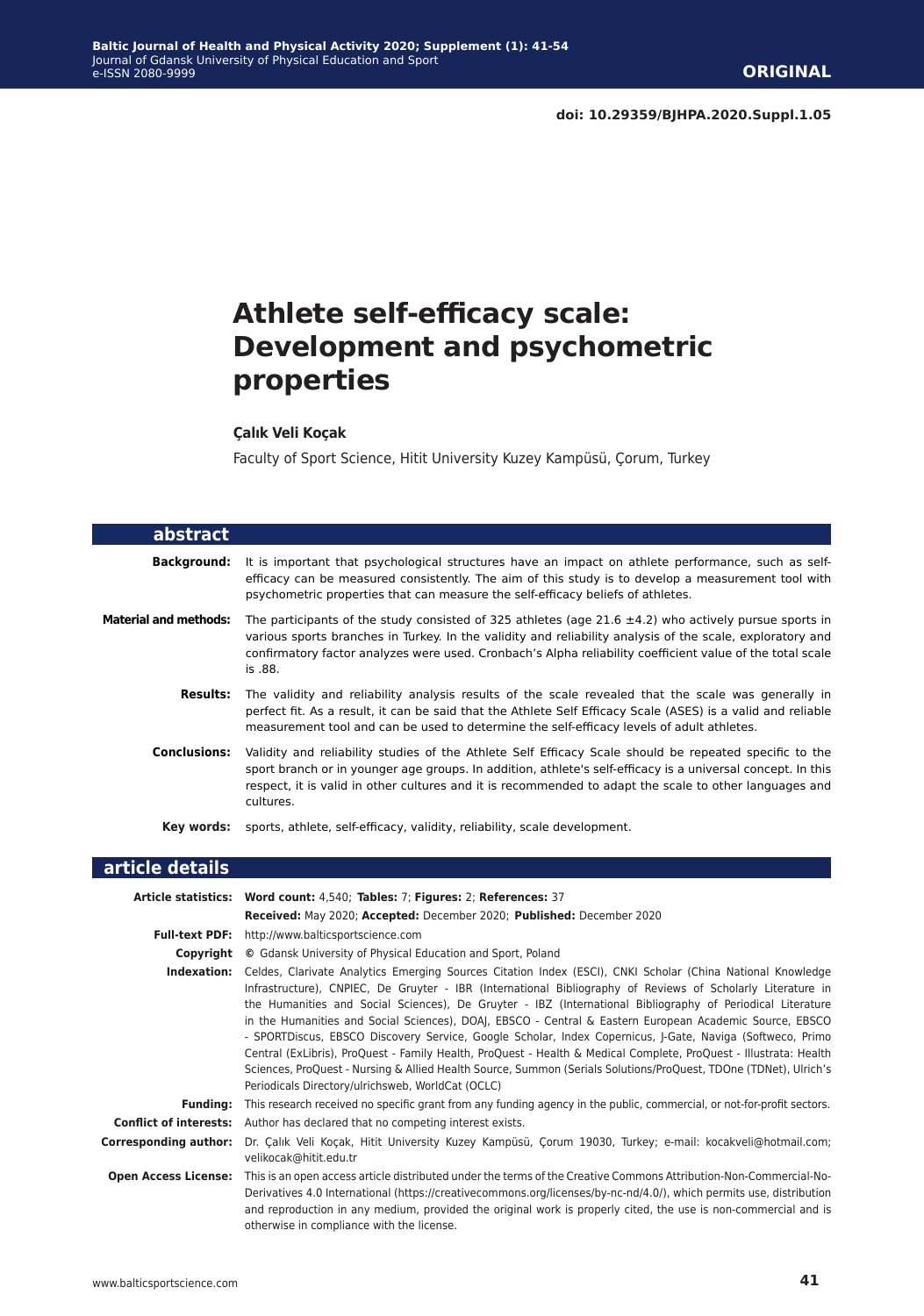doi: 10.29359/BJHPA.2020.Suppl.1.05

# Athlete self-efficacy scale: Development and psychometric properties

**Çalık Veli Koçak**

Faculty of Sport Science, Hitit University Kuzey Kampüsü, Çorum, Turkey

## abstract

**Background:** It is important that psychological structures have an impact on athlete performance, such as self-efficacy can be measured consistently. The aim of this study is to develop a measurement tool with psychometric properties that can measure the self-efficacy beliefs of athletes.

**Material and methods:** The participants of the study consisted of 325 athletes (age 21.6 ±4.2) who actively pursue sports in various sports branches in Turkey. In the validity and reliability analysis of the scale, exploratory and confirmatory factor analyzes were used. Cronbach's Alpha reliability coefficient value of the total scale is .88.

**Results:** The validity and reliability analysis results of the scale revealed that the scale was generally in perfect fit. As a result, it can be said that the Athlete Self Efficacy Scale (ASES) is a valid and reliable measurement tool and can be used to determine the self-efficacy levels of adult athletes.

**Conclusions:** Validity and reliability studies of the Athlete Self Efficacy Scale should be repeated specific to the sport branch or in younger age groups. In addition, athlete's self-efficacy is a universal concept. In this respect, it is valid in other cultures and it is recommended to adapt the scale to other languages and cultures.

**Key words:** sports, athlete, self-efficacy, validity, reliability, scale development.

## article details

**Article statistics:** **Word count:** 4,540; **Tables:** 7; **Figures:** 2; **References:** 37

**Received:** May 2020; **Accepted:** December 2020; **Published:** December 2020

**Full-text PDF:** http://www.balticsportscience.com

**Copyright** © Gdansk University of Physical Education and Sport, Poland

**Indexation:** Celdes, Clarivate Analytics Emerging Sources Citation Index (ESCI), CNKI Scholar (China National Knowledge Infrastructure), CNPIEC, De Gruyter - IBR (International Bibliography of Reviews of Scholarly Literature in the Humanities and Social Sciences), De Gruyter - IBZ (International Bibliography of Periodical Literature in the Humanities and Social Sciences), DOAJ, EBSCO - Central & Eastern European Academic Source, EBSCO - SPORTDiscus, EBSCO Discovery Service, Google Scholar, Index Copernicus, J-Gate, Naviga (Softweco, Primo Central (ExLibris), ProQuest - Family Health, ProQuest - Health & Medical Complete, ProQuest - Illustrata: Health Sciences, ProQuest - Nursing & Allied Health Source, Summon (Serials Solutions/ProQuest, TDOne (TDNet), Ulrich's Periodicals Directory/ulrichsweb, WorldCat (OCLC)

**Funding:** This research received no specific grant from any funding agency in the public, commercial, or not-for-profit sectors.

**Conflict of interests:** Author has declared that no competing interest exists.

**Corresponding author:** Dr. Çalık Veli Koçak, Hitit University Kuzey Kampüsü, Çorum 19030, Turkey; e-mail: kocakveli@hotmail.com; velikocak@hitit.edu.tr

**Open Access License:** This is an open access article distributed under the terms of the Creative Commons Attribution-Non-Commercial-No-Derivatives 4.0 International (https://creativecommons.org/licenses/by-nc-nd/4.0/), which permits use, distribution and reproduction in any medium, provided the original work is properly cited, the use is non-commercial and is otherwise in compliance with the license.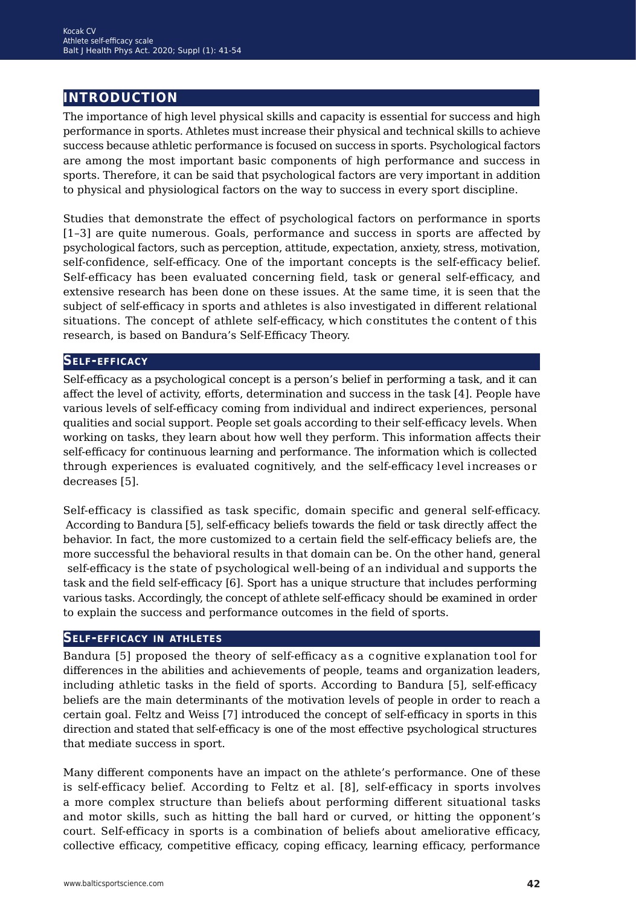## INTRODUCTION

The importance of high level physical skills and capacity is essential for success and high performance in sports. Athletes must increase their physical and technical skills to achieve success because athletic performance is focused on success in sports. Psychological factors are among the most important basic components of high performance and success in sports. Therefore, it can be said that psychological factors are very important in addition to physical and physiological factors on the way to success in every sport discipline.

Studies that demonstrate the effect of psychological factors on performance in sports [1–3] are quite numerous. Goals, performance and success in sports are affected by psychological factors, such as perception, attitude, expectation, anxiety, stress, motivation, self-confidence, self-efficacy. One of the important concepts is the self-efficacy belief. Self-efficacy has been evaluated concerning field, task or general self-efficacy, and extensive research has been done on these issues. At the same time, it is seen that the subject of self-efficacy in sports and athletes is also investigated in different relational situations. The concept of athlete self-efficacy, which constitutes the content of this research, is based on Bandura's Self-Efficacy Theory.

### Self-efficacy

Self-efficacy as a psychological concept is a person's belief in performing a task, and it can affect the level of activity, efforts, determination and success in the task [4]. People have various levels of self-efficacy coming from individual and indirect experiences, personal qualities and social support. People set goals according to their self-efficacy levels. When working on tasks, they learn about how well they perform. This information affects their self-efficacy for continuous learning and performance. The information which is collected through experiences is evaluated cognitively, and the self-efficacy level increases or decreases [5].

Self-efficacy is classified as task specific, domain specific and general self-efficacy. According to Bandura [5], self-efficacy beliefs towards the field or task directly affect the behavior. In fact, the more customized to a certain field the self-efficacy beliefs are, the more successful the behavioral results in that domain can be. On the other hand, general self-efficacy is the state of psychological well-being of an individual and supports the task and the field self-efficacy [6]. Sport has a unique structure that includes performing various tasks. Accordingly, the concept of athlete self-efficacy should be examined in order to explain the success and performance outcomes in the field of sports.

### Self-efficacy in athletes

Bandura [5] proposed the theory of self-efficacy as a cognitive explanation tool for differences in the abilities and achievements of people, teams and organization leaders, including athletic tasks in the field of sports. According to Bandura [5], self-efficacy beliefs are the main determinants of the motivation levels of people in order to reach a certain goal. Feltz and Weiss [7] introduced the concept of self-efficacy in sports in this direction and stated that self-efficacy is one of the most effective psychological structures that mediate success in sport.

Many different components have an impact on the athlete's performance. One of these is self-efficacy belief. According to Feltz et al. [8], self-efficacy in sports involves a more complex structure than beliefs about performing different situational tasks and motor skills, such as hitting the ball hard or curved, or hitting the opponent's court. Self-efficacy in sports is a combination of beliefs about ameliorative efficacy, collective efficacy, competitive efficacy, coping efficacy, learning efficacy, performance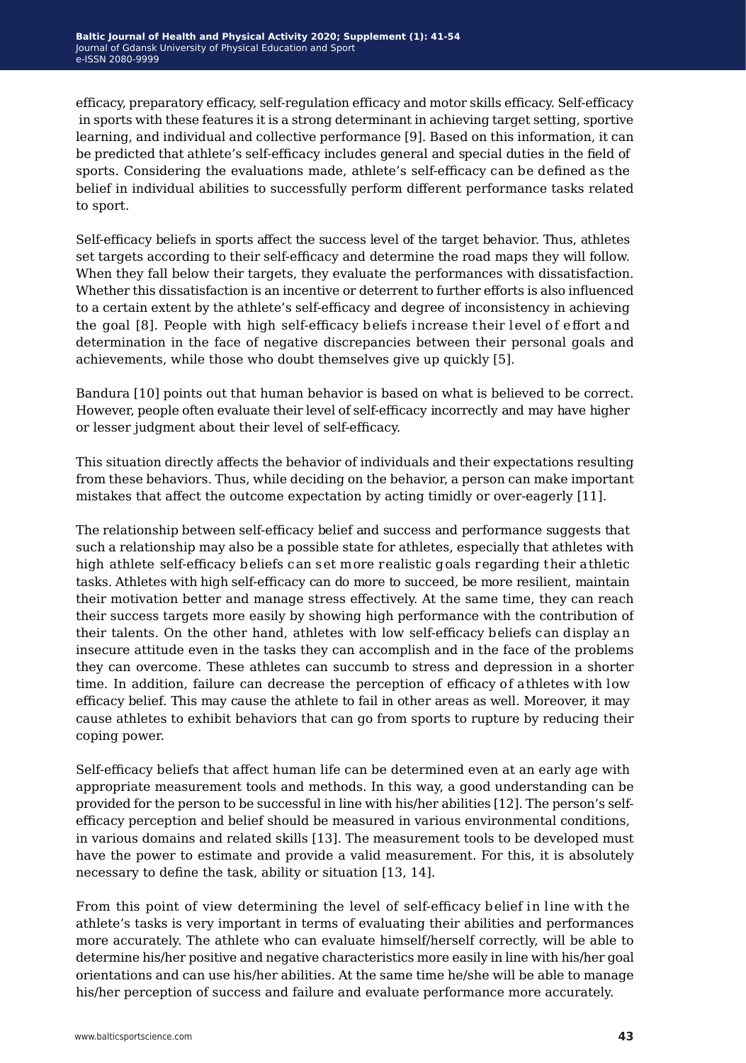efficacy, preparatory efficacy, self-regulation efficacy and motor skills efficacy. Self-efficacy in sports with these features it is a strong determinant in achieving target setting, sportive learning, and individual and collective performance [9]. Based on this information, it can be predicted that athlete's self-efficacy includes general and special duties in the field of sports. Considering the evaluations made, athlete's self-efficacy can be defined as the belief in individual abilities to successfully perform different performance tasks related to sport.

Self-efficacy beliefs in sports affect the success level of the target behavior. Thus, athletes set targets according to their self-efficacy and determine the road maps they will follow. When they fall below their targets, they evaluate the performances with dissatisfaction. Whether this dissatisfaction is an incentive or deterrent to further efforts is also influenced to a certain extent by the athlete's self-efficacy and degree of inconsistency in achieving the goal [8]. People with high self-efficacy beliefs increase their level of effort and determination in the face of negative discrepancies between their personal goals and achievements, while those who doubt themselves give up quickly [5].

Bandura [10] points out that human behavior is based on what is believed to be correct. However, people often evaluate their level of self-efficacy incorrectly and may have higher or lesser judgment about their level of self-efficacy.

This situation directly affects the behavior of individuals and their expectations resulting from these behaviors. Thus, while deciding on the behavior, a person can make important mistakes that affect the outcome expectation by acting timidly or over-eagerly [11].

The relationship between self-efficacy belief and success and performance suggests that such a relationship may also be a possible state for athletes, especially that athletes with high athlete self-efficacy beliefs can set more realistic goals regarding their athletic tasks. Athletes with high self-efficacy can do more to succeed, be more resilient, maintain their motivation better and manage stress effectively. At the same time, they can reach their success targets more easily by showing high performance with the contribution of their talents. On the other hand, athletes with low self-efficacy beliefs can display an insecure attitude even in the tasks they can accomplish and in the face of the problems they can overcome. These athletes can succumb to stress and depression in a shorter time. In addition, failure can decrease the perception of efficacy of athletes with low efficacy belief. This may cause the athlete to fail in other areas as well. Moreover, it may cause athletes to exhibit behaviors that can go from sports to rupture by reducing their coping power.

Self-efficacy beliefs that affect human life can be determined even at an early age with appropriate measurement tools and methods. In this way, a good understanding can be provided for the person to be successful in line with his/her abilities [12]. The person's self-efficacy perception and belief should be measured in various environmental conditions, in various domains and related skills [13]. The measurement tools to be developed must have the power to estimate and provide a valid measurement. For this, it is absolutely necessary to define the task, ability or situation [13, 14].

From this point of view determining the level of self-efficacy belief in line with the athlete's tasks is very important in terms of evaluating their abilities and performances more accurately. The athlete who can evaluate himself/herself correctly, will be able to determine his/her positive and negative characteristics more easily in line with his/her goal orientations and can use his/her abilities. At the same time he/she will be able to manage his/her perception of success and failure and evaluate performance more accurately.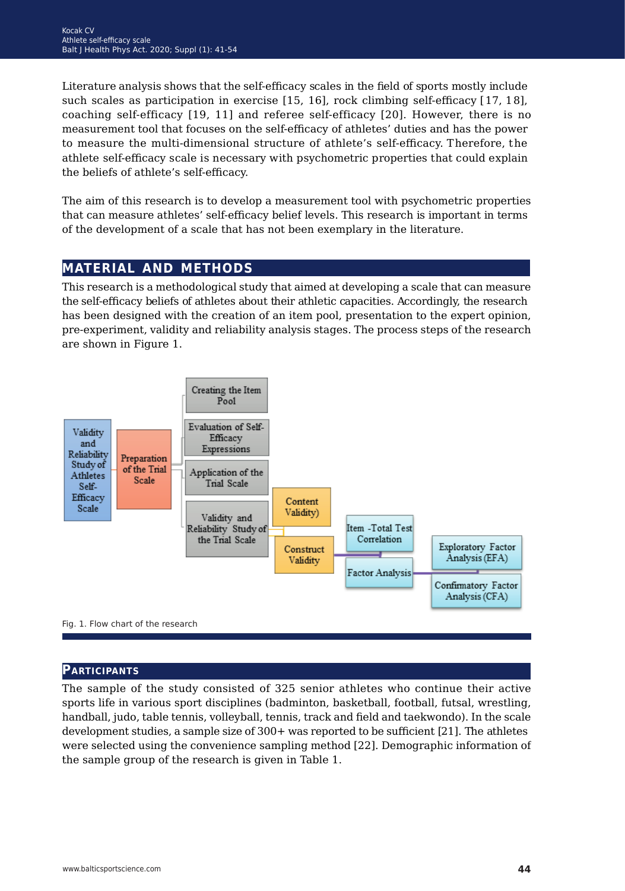Literature analysis shows that the self-efficacy scales in the field of sports mostly include such scales as participation in exercise [15, 16], rock climbing self-efficacy [17, 18], coaching self-efficacy [19, 11] and referee self-efficacy [20]. However, there is no measurement tool that focuses on the self-efficacy of athletes' duties and has the power to measure the multi-dimensional structure of athlete's self-efficacy. Therefore, the athlete self-efficacy scale is necessary with psychometric properties that could explain the beliefs of athlete's self-efficacy.

The aim of this research is to develop a measurement tool with psychometric properties that can measure athletes' self-efficacy belief levels. This research is important in terms of the development of a scale that has not been exemplary in the literature.

## MATERIAL AND METHODS

This research is a methodological study that aimed at developing a scale that can measure the self-efficacy beliefs of athletes about their athletic capacities. Accordingly, the research has been designed with the creation of an item pool, presentation to the expert opinion, pre-experiment, validity and reliability analysis stages. The process steps of the research are shown in Figure 1.

Validity and Reliability Study of Athletes Self-Efficacy Scale → Preparation of the Trial Scale → Creating the Item Pool; Evaluation of Self-Efficacy Expressions; Application of the Trial Scale; Validity and Reliability Study of the Trial Scale → Content Validity); Construct Validity → Item -Total Test Correlation; Factor Analysis → Exploratory Factor Analysis (EFA); Confirmatory Factor Analysis (CFA)

Fig. 1. Flow chart of the research

### Participants

The sample of the study consisted of 325 senior athletes who continue their active sports life in various sport disciplines (badminton, basketball, football, futsal, wrestling, handball, judo, table tennis, volleyball, tennis, track and field and taekwondo). In the scale development studies, a sample size of 300+ was reported to be sufficient [21]. The athletes were selected using the convenience sampling method [22]. Demographic information of the sample group of the research is given in Table 1.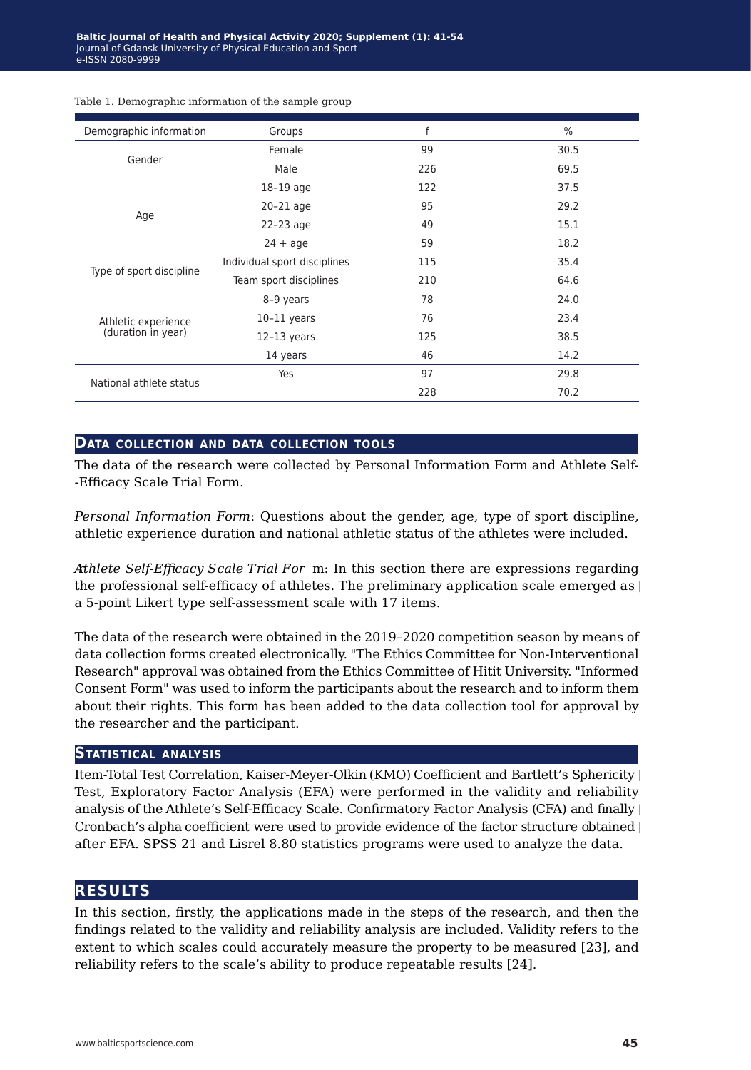Table 1. Demographic information of the sample group

| Demographic information | Groups | f | % |
|---|---|---|---|
| Gender | Female | 99 | 30.5 |
| | Male | 226 | 69.5 |
| Age | 18–19 age | 122 | 37.5 |
| | 20–21 age | 95 | 29.2 |
| | 22–23 age | 49 | 15.1 |
| | 24 + age | 59 | 18.2 |
| Type of sport discipline | Individual sport disciplines | 115 | 35.4 |
| | Team sport disciplines | 210 | 64.6 |
| Athletic experience (duration in year) | 8–9 years | 78 | 24.0 |
| | 10–11 years | 76 | 23.4 |
| | 12–13 years | 125 | 38.5 |
| | 14 years | 46 | 14.2 |
| National athlete status | Yes | 97 | 29.8 |
| | | 228 | 70.2 |

## Data collection and data collection tools

The data of the research were collected by Personal Information Form and Athlete Self--Efficacy Scale Trial Form.

*Personal Information Form*: Questions about the gender, age, type of sport discipline, athletic experience duration and national athletic status of the athletes were included.

*Athlete Self-Efficacy Scale Trial For* m: In this section there are expressions regarding the professional self-efficacy of athletes. The preliminary application scale emerged as a 5-point Likert type self-assessment scale with 17 items.

The data of the research were obtained in the 2019–2020 competition season by means of data collection forms created electronically. "The Ethics Committee for Non-Interventional Research" approval was obtained from the Ethics Committee of Hitit University. "Informed Consent Form" was used to inform the participants about the research and to inform them about their rights. This form has been added to the data collection tool for approval by the researcher and the participant.

## Statistical analysis

Item-Total Test Correlation, Kaiser-Meyer-Olkin (KMO) Coefficient and Bartlett's Sphericity Test, Exploratory Factor Analysis (EFA) were performed in the validity and reliability analysis of the Athlete's Self-Efficacy Scale. Confirmatory Factor Analysis (CFA) and finally Cronbach's alpha coefficient were used to provide evidence of the factor structure obtained after EFA. SPSS 21 and Lisrel 8.80 statistics programs were used to analyze the data.

# Results

In this section, firstly, the applications made in the steps of the research, and then the findings related to the validity and reliability analysis are included. Validity refers to the extent to which scales could accurately measure the property to be measured [23], and reliability refers to the scale's ability to produce repeatable results [24].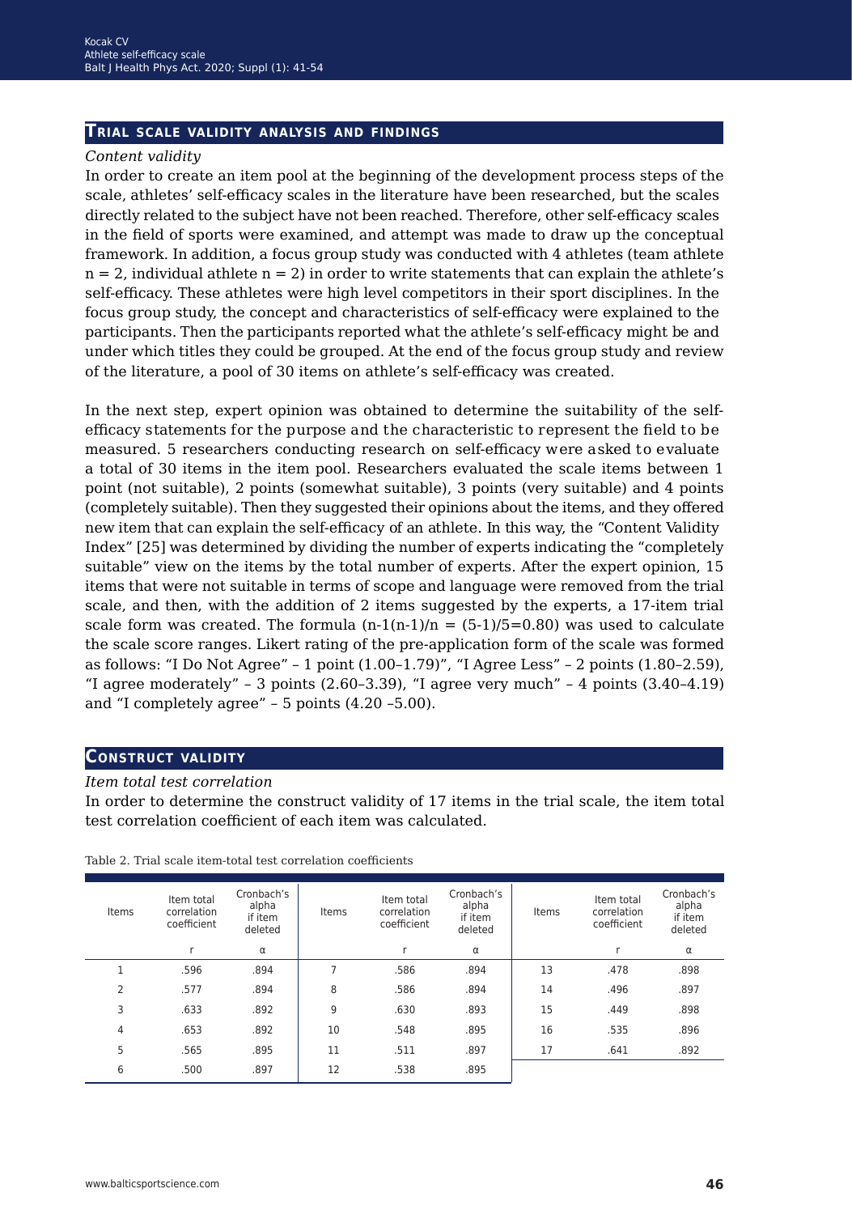## Trial scale validity analysis and findings

*Content validity*

In order to create an item pool at the beginning of the development process steps of the scale, athletes' self-efficacy scales in the literature have been researched, but the scales directly related to the subject have not been reached. Therefore, other self-efficacy scales in the field of sports were examined, and attempt was made to draw up the conceptual framework. In addition, a focus group study was conducted with 4 athletes (team athlete $n = 2$, individual athlete $n = 2$) in order to write statements that can explain the athlete's self-efficacy. These athletes were high level competitors in their sport disciplines. In the focus group study, the concept and characteristics of self-efficacy were explained to the participants. Then the participants reported what the athlete's self-efficacy might be and under which titles they could be grouped. At the end of the focus group study and review of the literature, a pool of 30 items on athlete's self-efficacy was created.

In the next step, expert opinion was obtained to determine the suitability of the self-efficacy statements for the purpose and the characteristic to represent the field to be measured. 5 researchers conducting research on self-efficacy were asked to evaluate a total of 30 items in the item pool. Researchers evaluated the scale items between 1 point (not suitable), 2 points (somewhat suitable), 3 points (very suitable) and 4 points (completely suitable). Then they suggested their opinions about the items, and they offered new item that can explain the self-efficacy of an athlete. In this way, the "Content Validity Index" [25] was determined by dividing the number of experts indicating the "completely suitable" view on the items by the total number of experts. After the expert opinion, 15 items that were not suitable in terms of scope and language were removed from the trial scale, and then, with the addition of 2 items suggested by the experts, a 17-item trial scale form was created. The formula $(n\text{-}1(n\text{-}1)/n = (5\text{-}1)/5\text{=}0.80)$ was used to calculate the scale score ranges. Likert rating of the pre-application form of the scale was formed as follows: "I Do Not Agree" – 1 point (1.00–1.79)", "I Agree Less" – 2 points (1.80–2.59), "I agree moderately" – 3 points (2.60–3.39), "I agree very much" – 4 points (3.40–4.19) and "I completely agree" – 5 points (4.20 –5.00).

## Construct validity

*Item total test correlation*

In order to determine the construct validity of 17 items in the trial scale, the item total test correlation coefficient of each item was calculated.

Table 2. Trial scale item-total test correlation coefficients

| Items | Item total correlation coefficient | Cronbach's alpha if item deleted | Items | Item total correlation coefficient | Cronbach's alpha if item deleted | Items | Item total correlation coefficient | Cronbach's alpha if item deleted |
|---|---|---|---|---|---|---|---|---|
| | r | α | | r | α | | r | α |
| 1 | .596 | .894 | 7 | .586 | .894 | 13 | .478 | .898 |
| 2 | .577 | .894 | 8 | .586 | .894 | 14 | .496 | .897 |
| 3 | .633 | .892 | 9 | .630 | .893 | 15 | .449 | .898 |
| 4 | .653 | .892 | 10 | .548 | .895 | 16 | .535 | .896 |
| 5 | .565 | .895 | 11 | .511 | .897 | 17 | .641 | .892 |
| 6 | .500 | .897 | 12 | .538 | .895 | | | |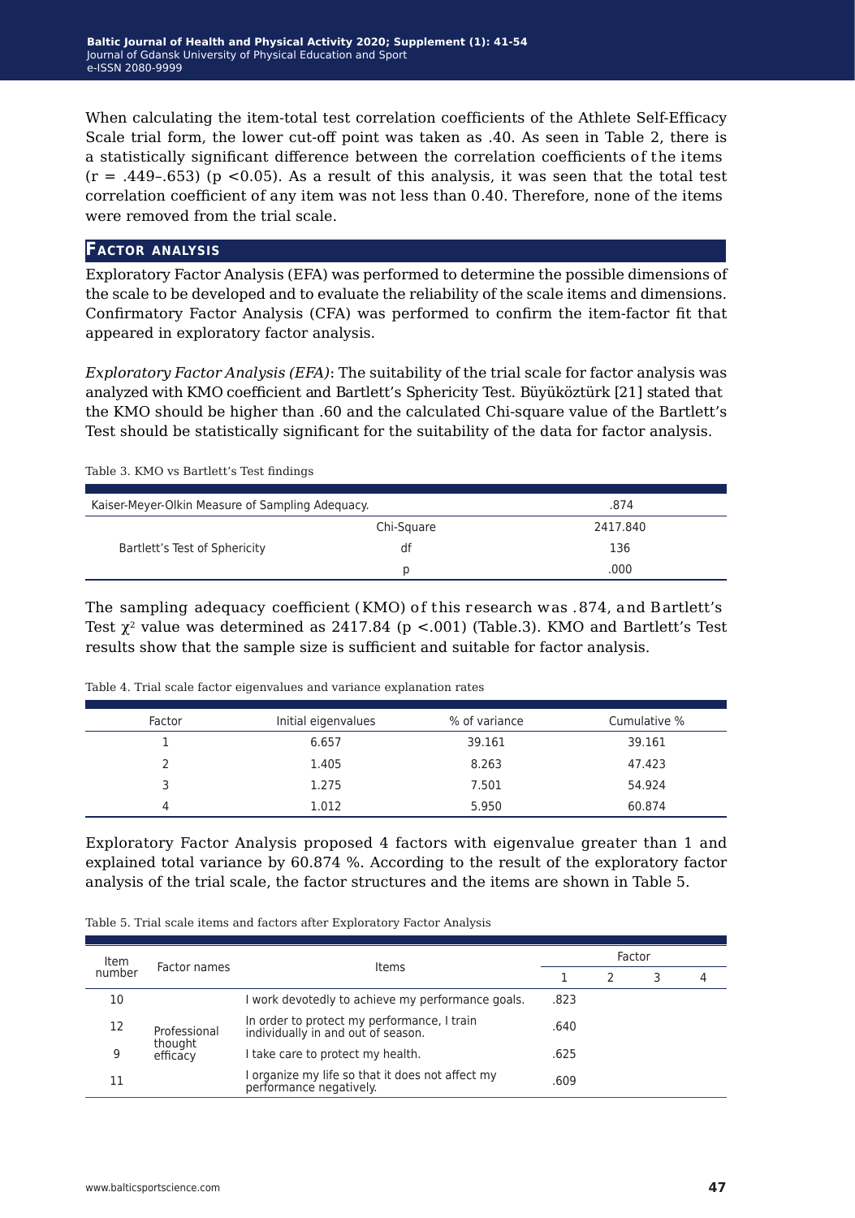When calculating the item-total test correlation coefficients of the Athlete Self-Efficacy Scale trial form, the lower cut-off point was taken as .40. As seen in Table 2, there is a statistically significant difference between the correlation coefficients of the items ($r = .449–.653$) ($p < 0.05$). As a result of this analysis, it was seen that the total test correlation coefficient of any item was not less than 0.40. Therefore, none of the items were removed from the trial scale.

## Factor analysis

Exploratory Factor Analysis (EFA) was performed to determine the possible dimensions of the scale to be developed and to evaluate the reliability of the scale items and dimensions. Confirmatory Factor Analysis (CFA) was performed to confirm the item-factor fit that appeared in exploratory factor analysis.

*Exploratory Factor Analysis (EFA)*: The suitability of the trial scale for factor analysis was analyzed with KMO coefficient and Bartlett's Sphericity Test. Büyüköztürk [21] stated that the KMO should be higher than .60 and the calculated Chi-square value of the Bartlett's Test should be statistically significant for the suitability of the data for factor analysis.

Table 3. KMO vs Bartlett's Test findings

| Kaiser-Meyer-Olkin Measure of Sampling Adequacy. | | .874 |
|---|---|---|
| Bartlett's Test of Sphericity | Chi-Square | 2417.840 |
| | df | 136 |
| | p | .000 |

The sampling adequacy coefficient (KMO) of this research was .874, and Bartlett's Test $\chi^2$ value was determined as 2417.84 ($p < .001$) (Table.3). KMO and Bartlett's Test results show that the sample size is sufficient and suitable for factor analysis.

Table 4. Trial scale factor eigenvalues and variance explanation rates

| Factor | Initial eigenvalues | % of variance | Cumulative % |
|---|---|---|---|
| 1 | 6.657 | 39.161 | 39.161 |
| 2 | 1.405 | 8.263 | 47.423 |
| 3 | 1.275 | 7.501 | 54.924 |
| 4 | 1.012 | 5.950 | 60.874 |

Exploratory Factor Analysis proposed 4 factors with eigenvalue greater than 1 and explained total variance by 60.874 %. According to the result of the exploratory factor analysis of the trial scale, the factor structures and the items are shown in Table 5.

Table 5. Trial scale items and factors after Exploratory Factor Analysis

| Item number | Factor names | Items | Factor | | | |
|---|---|---|---|---|---|---|
| | | | 1 | 2 | 3 | 4 |
| 10 | Professional thought efficacy | I work devotedly to achieve my performance goals. | .823 | | | |
| 12 | | In order to protect my performance, I train individually in and out of season. | .640 | | | |
| 9 | | I take care to protect my health. | .625 | | | |
| 11 | | I organize my life so that it does not affect my performance negatively. | .609 | | | |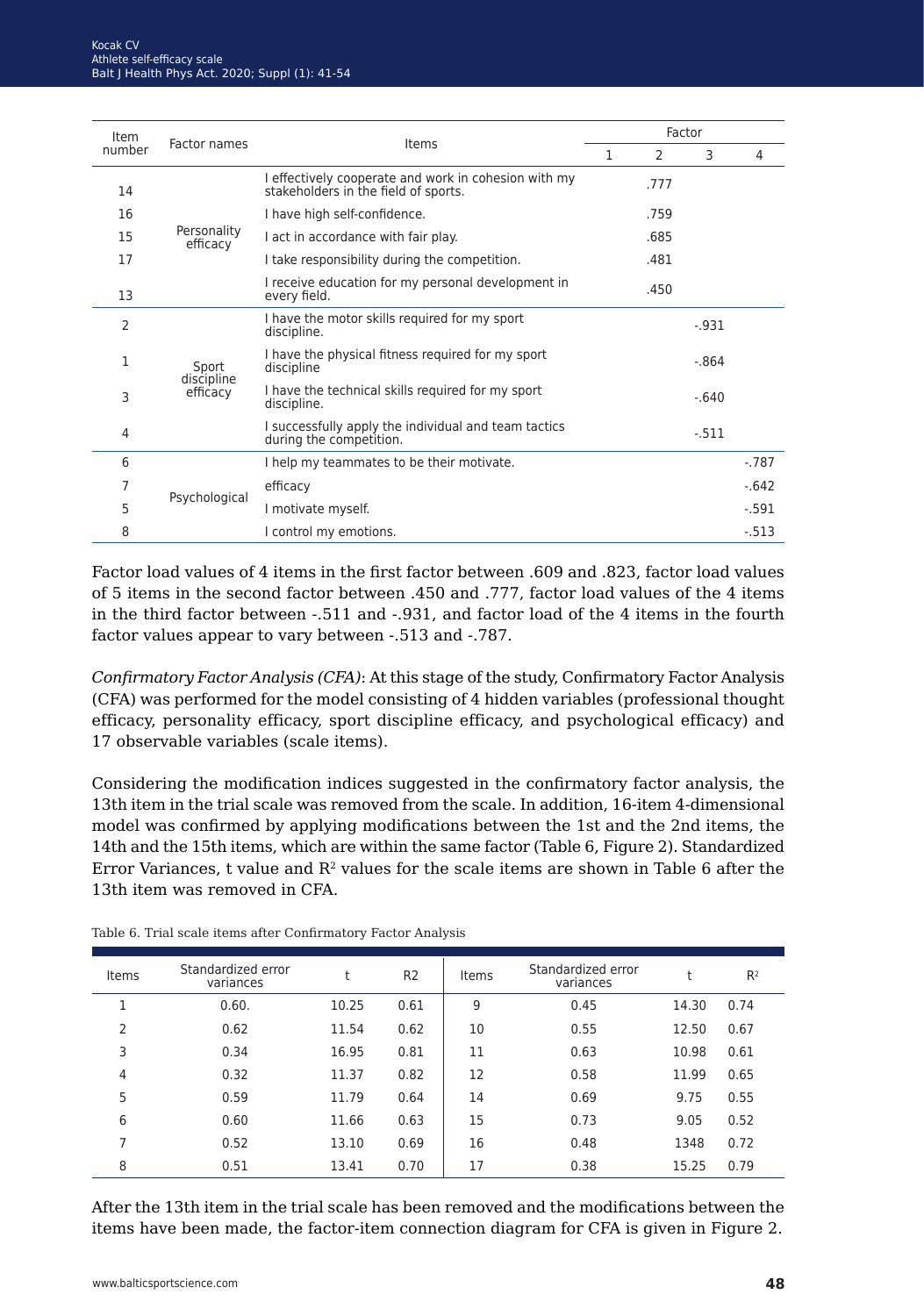| Item number | Factor names | Items | Factor | | | |
|---|---|---|---|---|---|---|
| | | | 1 | 2 | 3 | 4 |
| 14 | Personality efficacy | I effectively cooperate and work in cohesion with my stakeholders in the field of sports. | | .777 | | |
| 16 | | I have high self-confidence. | | .759 | | |
| 15 | | I act in accordance with fair play. | | .685 | | |
| 17 | | I take responsibility during the competition. | | .481 | | |
| 13 | | I receive education for my personal development in every field. | | .450 | | |
| 2 | Sport discipline efficacy | I have the motor skills required for my sport discipline. | | | -.931 | |
| 1 | | I have the physical fitness required for my sport discipline | | | -.864 | |
| 3 | | I have the technical skills required for my sport discipline. | | | -.640 | |
| 4 | | I successfully apply the individual and team tactics during the competition. | | | -.511 | |
| 6 | Psychological | I help my teammates to be their motivate. | | | | -.787 |
| 7 | | efficacy | | | | -.642 |
| 5 | | I motivate myself. | | | | -.591 |
| 8 | | I control my emotions. | | | | -.513 |

Factor load values of 4 items in the first factor between .609 and .823, factor load values of 5 items in the second factor between .450 and .777, factor load values of the 4 items in the third factor between -.511 and -.931, and factor load of the 4 items in the fourth factor values appear to vary between -.513 and -.787.

*Confirmatory Factor Analysis (CFA)*: At this stage of the study, Confirmatory Factor Analysis (CFA) was performed for the model consisting of 4 hidden variables (professional thought efficacy, personality efficacy, sport discipline efficacy, and psychological efficacy) and 17 observable variables (scale items).

Considering the modification indices suggested in the confirmatory factor analysis, the 13th item in the trial scale was removed from the scale. In addition, 16-item 4-dimensional model was confirmed by applying modifications between the 1st and the 2nd items, the 14th and the 15th items, which are within the same factor (Table 6, Figure 2). Standardized Error Variances, t value and $R^2$ values for the scale items are shown in Table 6 after the 13th item was removed in CFA.

Table 6. Trial scale items after Confirmatory Factor Analysis

| Items | Standardized error variances | t | R2 | Items | Standardized error variances | t | $R^2$ |
|---|---|---|---|---|---|---|---|
| 1 | 0.60. | 10.25 | 0.61 | 9 | 0.45 | 14.30 | 0.74 |
| 2 | 0.62 | 11.54 | 0.62 | 10 | 0.55 | 12.50 | 0.67 |
| 3 | 0.34 | 16.95 | 0.81 | 11 | 0.63 | 10.98 | 0.61 |
| 4 | 0.32 | 11.37 | 0.82 | 12 | 0.58 | 11.99 | 0.65 |
| 5 | 0.59 | 11.79 | 0.64 | 14 | 0.69 | 9.75 | 0.55 |
| 6 | 0.60 | 11.66 | 0.63 | 15 | 0.73 | 9.05 | 0.52 |
| 7 | 0.52 | 13.10 | 0.69 | 16 | 0.48 | 1348 | 0.72 |
| 8 | 0.51 | 13.41 | 0.70 | 17 | 0.38 | 15.25 | 0.79 |

After the 13th item in the trial scale has been removed and the modifications between the items have been made, the factor-item connection diagram for CFA is given in Figure 2.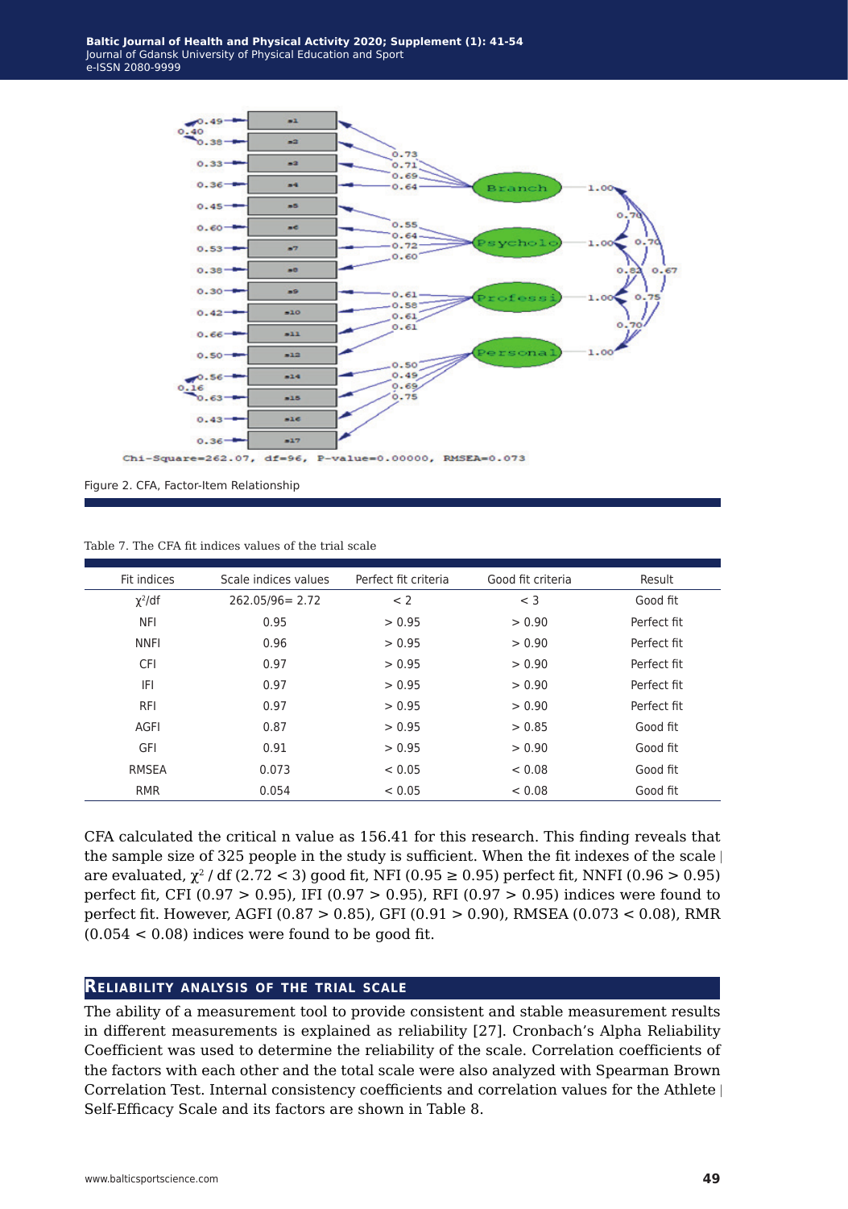Figure 2. CFA, Factor-Item Relationship

Table 7. The CFA fit indices values of the trial scale

| Fit indices | Scale indices values | Perfect fit criteria | Good fit criteria | Result |
|---|---|---|---|---|
| $\chi^2$/df | 262.05/96= 2.72 | < 2 | < 3 | Good fit |
| NFI | 0.95 | > 0.95 | > 0.90 | Perfect fit |
| NNFI | 0.96 | > 0.95 | > 0.90 | Perfect fit |
| CFI | 0.97 | > 0.95 | > 0.90 | Perfect fit |
| IFI | 0.97 | > 0.95 | > 0.90 | Perfect fit |
| RFI | 0.97 | > 0.95 | > 0.90 | Perfect fit |
| AGFI | 0.87 | > 0.95 | > 0.85 | Good fit |
| GFI | 0.91 | > 0.95 | > 0.90 | Good fit |
| RMSEA | 0.073 | < 0.05 | < 0.08 | Good fit |
| RMR | 0.054 | < 0.05 | < 0.08 | Good fit |

CFA calculated the critical n value as 156.41 for this research. This finding reveals that the sample size of 325 people in the study is sufficient. When the fit indexes of the scale are evaluated, $\chi^2$ / df (2.72 < 3) good fit, NFI (0.95 ≥ 0.95) perfect fit, NNFI (0.96 > 0.95) perfect fit, CFI (0.97 > 0.95), IFI (0.97 > 0.95), RFI (0.97 > 0.95) indices were found to perfect fit. However, AGFI (0.87 > 0.85), GFI (0.91 > 0.90), RMSEA (0.073 < 0.08), RMR (0.054 < 0.08) indices were found to be good fit.

## Reliability analysis of the trial scale

The ability of a measurement tool to provide consistent and stable measurement results in different measurements is explained as reliability [27]. Cronbach's Alpha Reliability Coefficient was used to determine the reliability of the scale. Correlation coefficients of the factors with each other and the total scale were also analyzed with Spearman Brown Correlation Test. Internal consistency coefficients and correlation values for the Athlete Self-Efficacy Scale and its factors are shown in Table 8.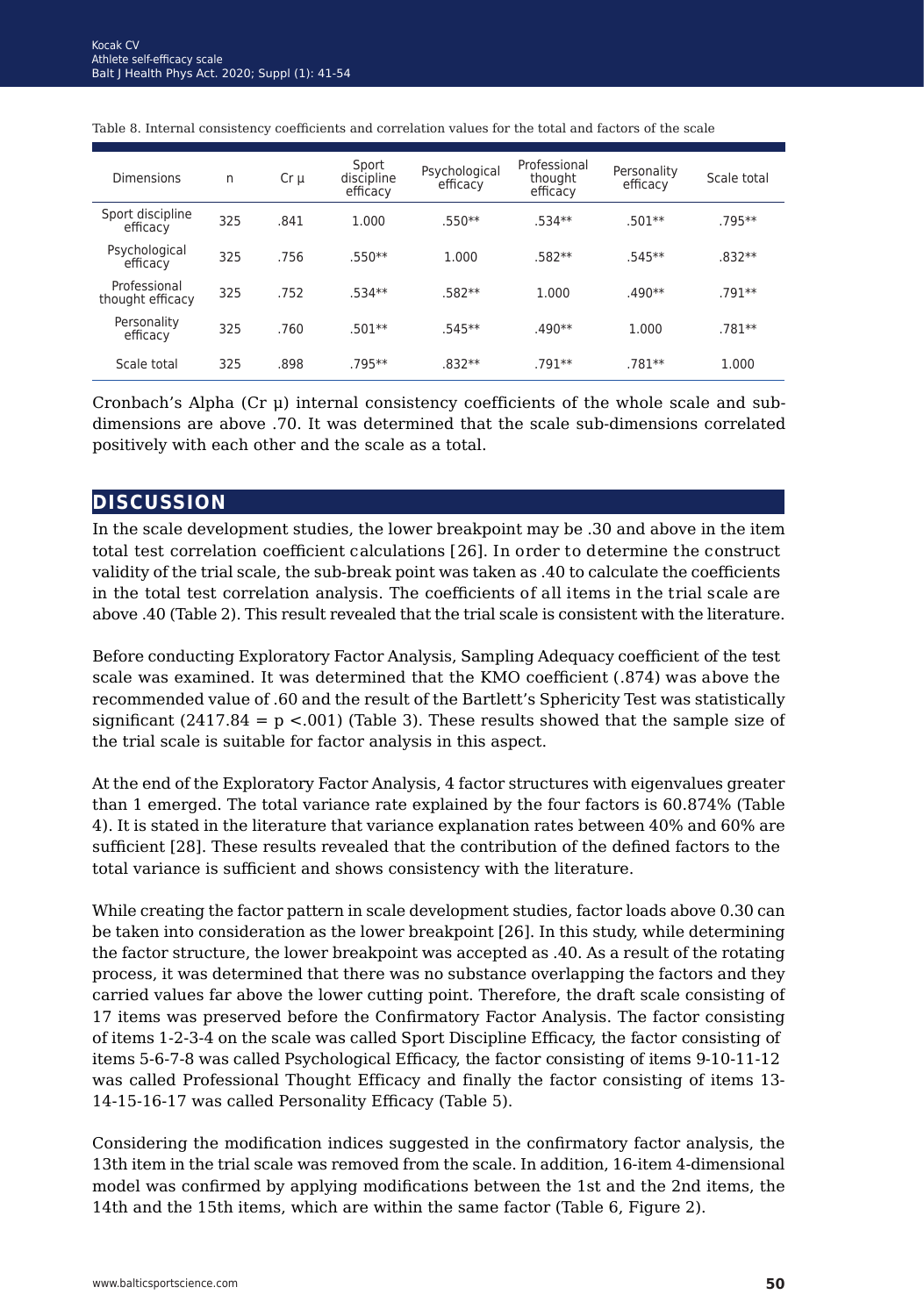Table 8. Internal consistency coefficients and correlation values for the total and factors of the scale

| Dimensions | n | Cr µ | Sport discipline efficacy | Psychological efficacy | Professional thought efficacy | Personality efficacy | Scale total |
|---|---|---|---|---|---|---|---|
| Sport discipline efficacy | 325 | .841 | 1.000 | .550** | .534** | .501** | .795** |
| Psychological efficacy | 325 | .756 | .550** | 1.000 | .582** | .545** | .832** |
| Professional thought efficacy | 325 | .752 | .534** | .582** | 1.000 | .490** | .791** |
| Personality efficacy | 325 | .760 | .501** | .545** | .490** | 1.000 | .781** |
| Scale total | 325 | .898 | .795** | .832** | .791** | .781** | 1.000 |

Cronbach's Alpha (Cr µ) internal consistency coefficients of the whole scale and sub-dimensions are above .70. It was determined that the scale sub-dimensions correlated positively with each other and the scale as a total.

## DISCUSSION

In the scale development studies, the lower breakpoint may be .30 and above in the item total test correlation coefficient calculations [26]. In order to determine the construct validity of the trial scale, the sub-break point was taken as .40 to calculate the coefficients in the total test correlation analysis. The coefficients of all items in the trial scale are above .40 (Table 2). This result revealed that the trial scale is consistent with the literature.

Before conducting Exploratory Factor Analysis, Sampling Adequacy coefficient of the test scale was examined. It was determined that the KMO coefficient (.874) was above the recommended value of .60 and the result of the Bartlett's Sphericity Test was statistically significant ($2417.84 = p < .001$) (Table 3). These results showed that the sample size of the trial scale is suitable for factor analysis in this aspect.

At the end of the Exploratory Factor Analysis, 4 factor structures with eigenvalues greater than 1 emerged. The total variance rate explained by the four factors is 60.874% (Table 4). It is stated in the literature that variance explanation rates between 40% and 60% are sufficient [28]. These results revealed that the contribution of the defined factors to the total variance is sufficient and shows consistency with the literature.

While creating the factor pattern in scale development studies, factor loads above 0.30 can be taken into consideration as the lower breakpoint [26]. In this study, while determining the factor structure, the lower breakpoint was accepted as .40. As a result of the rotating process, it was determined that there was no substance overlapping the factors and they carried values far above the lower cutting point. Therefore, the draft scale consisting of 17 items was preserved before the Confirmatory Factor Analysis. The factor consisting of items 1-2-3-4 on the scale was called Sport Discipline Efficacy, the factor consisting of items 5-6-7-8 was called Psychological Efficacy, the factor consisting of items 9-10-11-12 was called Professional Thought Efficacy and finally the factor consisting of items 13-14-15-16-17 was called Personality Efficacy (Table 5).

Considering the modification indices suggested in the confirmatory factor analysis, the 13th item in the trial scale was removed from the scale. In addition, 16-item 4-dimensional model was confirmed by applying modifications between the 1st and the 2nd items, the 14th and the 15th items, which are within the same factor (Table 6, Figure 2).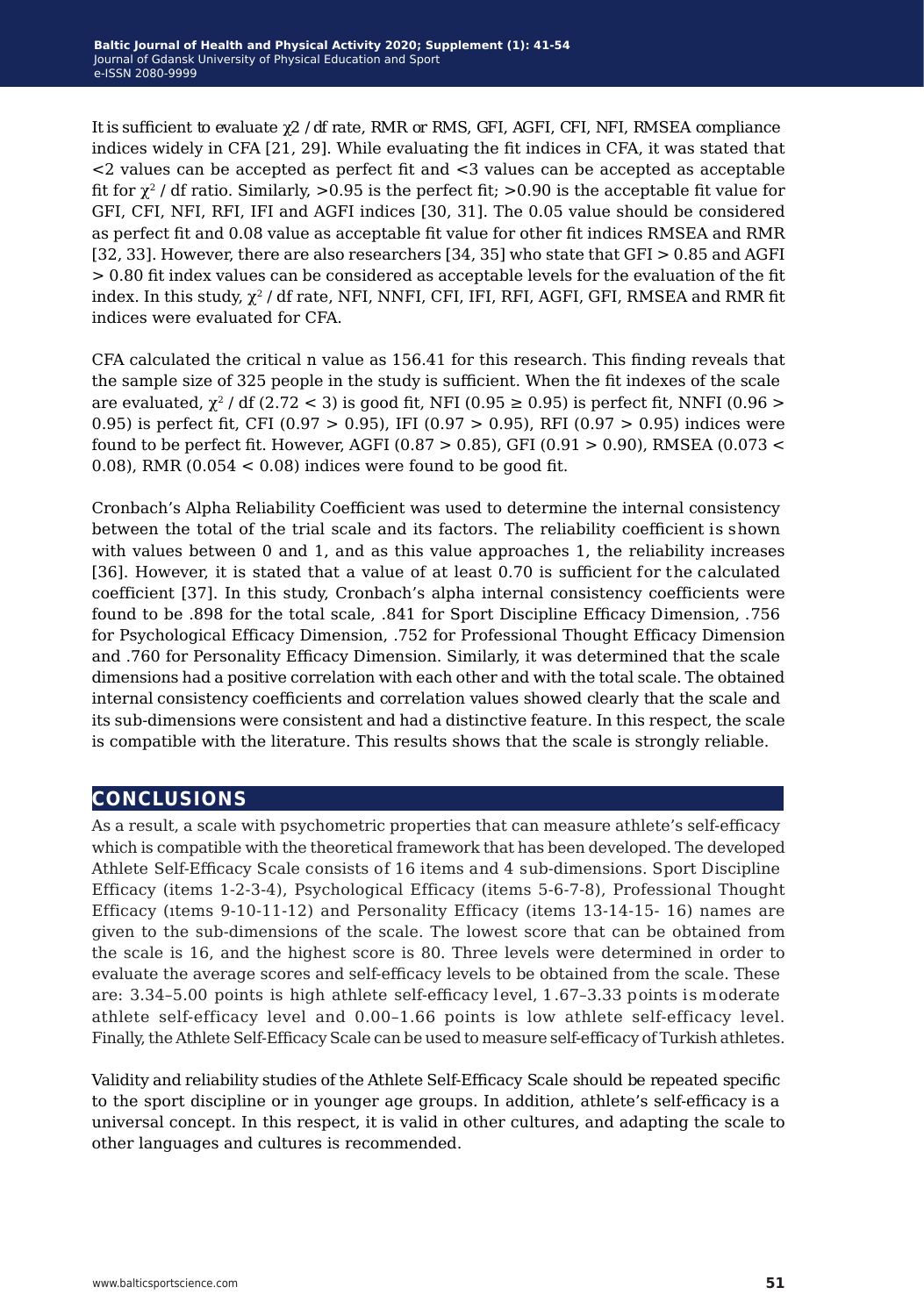It is sufficient to evaluate $\chi 2$ / df rate, RMR or RMS, GFI, AGFI, CFI, NFI, RMSEA compliance indices widely in CFA [21, 29]. While evaluating the fit indices in CFA, it was stated that <2 values can be accepted as perfect fit and <3 values can be accepted as acceptable fit for $\chi^2$ / df ratio. Similarly, >0.95 is the perfect fit; >0.90 is the acceptable fit value for GFI, CFI, NFI, RFI, IFI and AGFI indices [30, 31]. The 0.05 value should be considered as perfect fit and 0.08 value as acceptable fit value for other fit indices RMSEA and RMR [32, 33]. However, there are also researchers [34, 35] who state that GFI > 0.85 and AGFI > 0.80 fit index values can be considered as acceptable levels for the evaluation of the fit index. In this study, $\chi^2$ / df rate, NFI, NNFI, CFI, IFI, RFI, AGFI, GFI, RMSEA and RMR fit indices were evaluated for CFA.

CFA calculated the critical n value as 156.41 for this research. This finding reveals that the sample size of 325 people in the study is sufficient. When the fit indexes of the scale are evaluated, $\chi^2$ / df (2.72 < 3) is good fit, NFI (0.95 ≥ 0.95) is perfect fit, NNFI (0.96 > 0.95) is perfect fit, CFI (0.97 > 0.95), IFI (0.97 > 0.95), RFI (0.97 > 0.95) indices were found to be perfect fit. However, AGFI (0.87 > 0.85), GFI (0.91 > 0.90), RMSEA (0.073 < 0.08), RMR (0.054 < 0.08) indices were found to be good fit.

Cronbach's Alpha Reliability Coefficient was used to determine the internal consistency between the total of the trial scale and its factors. The reliability coefficient is shown with values between 0 and 1, and as this value approaches 1, the reliability increases [36]. However, it is stated that a value of at least 0.70 is sufficient for the calculated coefficient [37]. In this study, Cronbach's alpha internal consistency coefficients were found to be .898 for the total scale, .841 for Sport Discipline Efficacy Dimension, .756 for Psychological Efficacy Dimension, .752 for Professional Thought Efficacy Dimension and .760 for Personality Efficacy Dimension. Similarly, it was determined that the scale dimensions had a positive correlation with each other and with the total scale. The obtained internal consistency coefficients and correlation values showed clearly that the scale and its sub-dimensions were consistent and had a distinctive feature. In this respect, the scale is compatible with the literature. This results shows that the scale is strongly reliable.

## CONCLUSIONS

As a result, a scale with psychometric properties that can measure athlete's self-efficacy which is compatible with the theoretical framework that has been developed. The developed Athlete Self-Efficacy Scale consists of 16 items and 4 sub-dimensions. Sport Discipline Efficacy (items 1-2-3-4), Psychological Efficacy (items 5-6-7-8), Professional Thought Efficacy (ıtems 9-10-11-12) and Personality Efficacy (items 13-14-15- 16) names are given to the sub-dimensions of the scale. The lowest score that can be obtained from the scale is 16, and the highest score is 80. Three levels were determined in order to evaluate the average scores and self-efficacy levels to be obtained from the scale. These are: 3.34–5.00 points is high athlete self-efficacy level, 1.67–3.33 points is moderate athlete self-efficacy level and 0.00–1.66 points is low athlete self-efficacy level. Finally, the Athlete Self-Efficacy Scale can be used to measure self-efficacy of Turkish athletes.

Validity and reliability studies of the Athlete Self-Efficacy Scale should be repeated specific to the sport discipline or in younger age groups. In addition, athlete's self-efficacy is a universal concept. In this respect, it is valid in other cultures, and adapting the scale to other languages and cultures is recommended.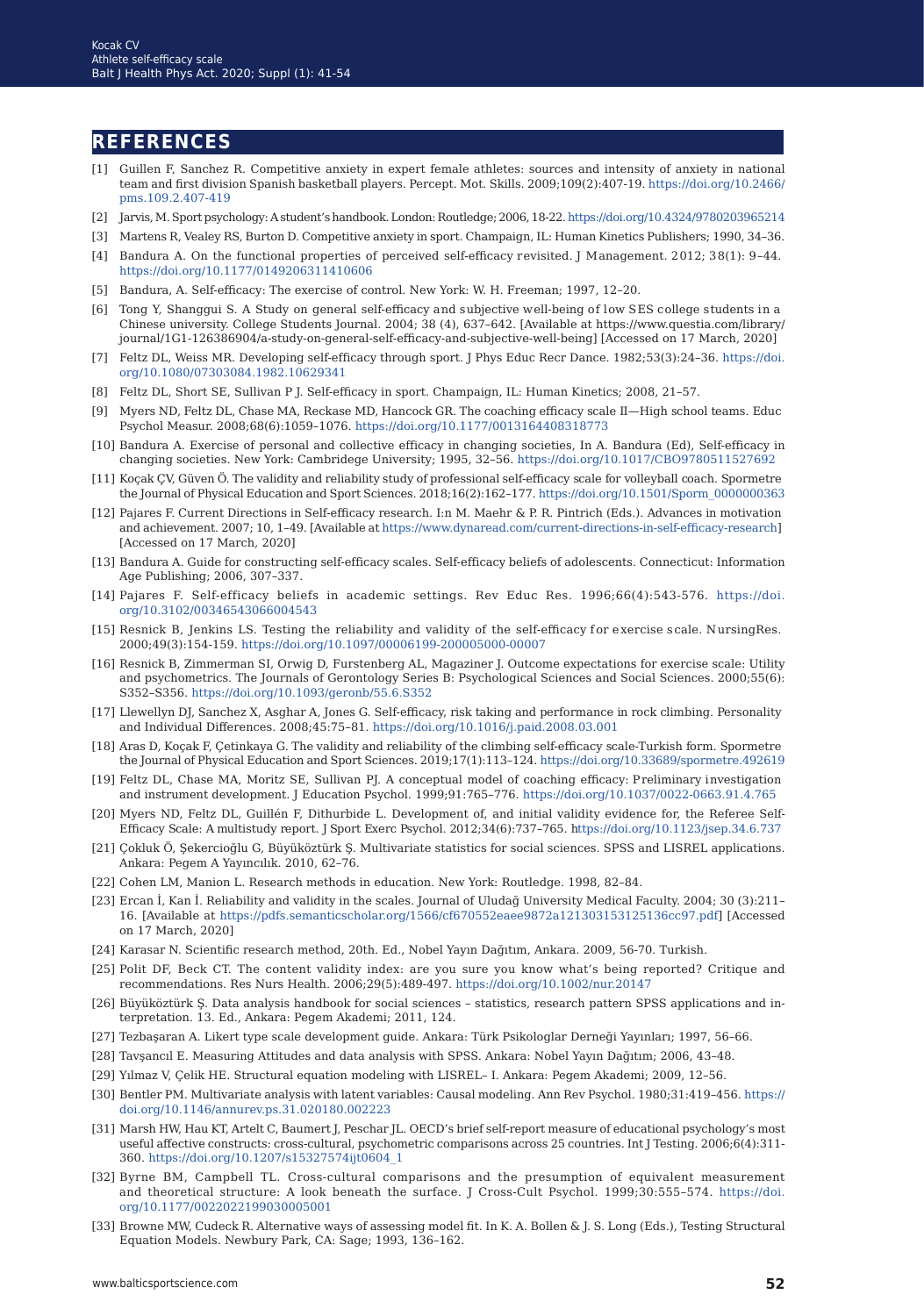## REFERENCES

[1] Guillen F, Sanchez R. Competitive anxiety in expert female athletes: sources and intensity of anxiety in national team and first division Spanish basketball players. Percept. Mot. Skills. 2009;109(2):407-19. https://doi.org/10.2466/pms.109.2.407-419

[2] Jarvis, M. Sport psychology: A student's handbook. London: Routledge; 2006, 18-22. https://doi.org/10.4324/9780203965214

[3] Martens R, Vealey RS, Burton D. Competitive anxiety in sport. Champaign, IL: Human Kinetics Publishers; 1990, 34–36.

[4] Bandura A. On the functional properties of perceived self-efficacy revisited. J Management. 2012; 38(1): 9–44. https://doi.org/10.1177/0149206311410606

[5] Bandura, A. Self-efficacy: The exercise of control. New York: W. H. Freeman; 1997, 12–20.

[6] Tong Y, Shanggui S. A Study on general self-efficacy and subjective well-being of low SES college students in a Chinese university. College Students Journal. 2004; 38 (4), 637–642. [Available at https://www.questia.com/library/journal/1G1-126386904/a-study-on-general-self-efficacy-and-subjective-well-being] [Accessed on 17 March, 2020]

[7] Feltz DL, Weiss MR. Developing self-efficacy through sport. J Phys Educ Recr Dance. 1982;53(3):24–36. https://doi.org/10.1080/07303084.1982.10629341

[8] Feltz DL, Short SE, Sullivan P J. Self-efficacy in sport. Champaign, IL: Human Kinetics; 2008, 21–57.

[9] Myers ND, Feltz DL, Chase MA, Reckase MD, Hancock GR. The coaching efficacy scale II—High school teams. Educ Psychol Measur. 2008;68(6):1059–1076. https://doi.org/10.1177/0013164408318773

[10] Bandura A. Exercise of personal and collective efficacy in changing societies, In A. Bandura (Ed), Self-efficacy in changing societies. New York: Cambridege University; 1995, 32–56. https://doi.org/10.1017/CBO9780511527692

[11] Koçak ÇV, Güven Ö. The validity and reliability study of professional self-efficacy scale for volleyball coach. Spormetre the Journal of Physical Education and Sport Sciences. 2018;16(2):162–177. https://doi.org/10.1501/Sporm_0000000363

[12] Pajares F. Current Directions in Self-efficacy research. I:n M. Maehr & P. R. Pintrich (Eds.). Advances in motivation and achievement. 2007; 10, 1–49. [Available at https://www.dynaread.com/current-directions-in-self-efficacy-research] [Accessed on 17 March, 2020]

[13] Bandura A. Guide for constructing self-efficacy scales. Self-efficacy beliefs of adolescents. Connecticut: Information Age Publishing; 2006, 307–337.

[14] Pajares F. Self-efficacy beliefs in academic settings. Rev Educ Res. 1996;66(4):543-576. https://doi.org/10.3102/00346543066004543

[15] Resnick B, Jenkins LS. Testing the reliability and validity of the self-efficacy for exercise scale. NursingRes. 2000;49(3):154-159. https://doi.org/10.1097/00006199-200005000-00007

[16] Resnick B, Zimmerman SI, Orwig D, Furstenberg AL, Magaziner J. Outcome expectations for exercise scale: Utility and psychometrics. The Journals of Gerontology Series B: Psychological Sciences and Social Sciences. 2000;55(6): S352–S356. https://doi.org/10.1093/geronb/55.6.S352

[17] Llewellyn DJ, Sanchez X, Asghar A, Jones G. Self-efficacy, risk taking and performance in rock climbing. Personality and Individual Differences. 2008;45:75–81. https://doi.org/10.1016/j.paid.2008.03.001

[18] Aras D, Koçak F, Çetinkaya G. The validity and reliability of the climbing self-efficacy scale-Turkish form. Spormetre the Journal of Physical Education and Sport Sciences. 2019;17(1):113–124. https://doi.org/10.33689/spormetre.492619

[19] Feltz DL, Chase MA, Moritz SE, Sullivan PJ. A conceptual model of coaching efficacy: Preliminary investigation and instrument development. J Education Psychol. 1999;91:765–776. https://doi.org/10.1037/0022-0663.91.4.765

[20] Myers ND, Feltz DL, Guillén F, Dithurbide L. Development of, and initial validity evidence for, the Referee Self-Efficacy Scale: A multistudy report. J Sport Exerc Psychol. 2012;34(6):737–765. https://doi.org/10.1123/jsep.34.6.737

[21] Çokluk Ö, Şekercioğlu G, Büyüköztürk Ş. Multivariate statistics for social sciences. SPSS and LISREL applications. Ankara: Pegem A Yayıncılık. 2010, 62–76.

[22] Cohen LM, Manion L. Research methods in education. New York: Routledge. 1998, 82–84.

[23] Ercan İ, Kan İ. Reliability and validity in the scales. Journal of Uludağ University Medical Faculty. 2004; 30 (3):211–16. [Available at https://pdfs.semanticscholar.org/1566/cf670552eaee9872a121303153125136cc97.pdf] [Accessed on 17 March, 2020]

[24] Karasar N. Scientific research method, 20th. Ed., Nobel Yayın Dağıtım, Ankara. 2009, 56-70. Turkish.

[25] Polit DF, Beck CT. The content validity index: are you sure you know what's being reported? Critique and recommendations. Res Nurs Health. 2006;29(5):489-497. https://doi.org/10.1002/nur.20147

[26] Büyüköztürk Ş. Data analysis handbook for social sciences – statistics, research pattern SPSS applications and interpretation. 13. Ed., Ankara: Pegem Akademi; 2011, 124.

[27] Tezbaşaran A. Likert type scale development guide. Ankara: Türk Psikologlar Derneği Yayınları; 1997, 56–66.

[28] Tavşancıl E. Measuring Attitudes and data analysis with SPSS. Ankara: Nobel Yayın Dağıtım; 2006, 43–48.

[29] Yılmaz V, Çelik HE. Structural equation modeling with LISREL– I. Ankara: Pegem Akademi; 2009, 12–56.

[30] Bentler PM. Multivariate analysis with latent variables: Causal modeling. Ann Rev Psychol. 1980;31:419–456. https://doi.org/10.1146/annurev.ps.31.020180.002223

[31] Marsh HW, Hau KT, Artelt C, Baumert J, Peschar JL. OECD's brief self-report measure of educational psychology's most useful affective constructs: cross-cultural, psychometric comparisons across 25 countries. Int J Testing. 2006;6(4):311-360. https://doi.org/10.1207/s15327574ijt0604_1

[32] Byrne BM, Campbell TL. Cross-cultural comparisons and the presumption of equivalent measurement and theoretical structure: A look beneath the surface. J Cross-Cult Psychol. 1999;30:555–574. https://doi.org/10.1177/0022022199030005001

[33] Browne MW, Cudeck R. Alternative ways of assessing model fit. In K. A. Bollen & J. S. Long (Eds.), Testing Structural Equation Models. Newbury Park, CA: Sage; 1993, 136–162.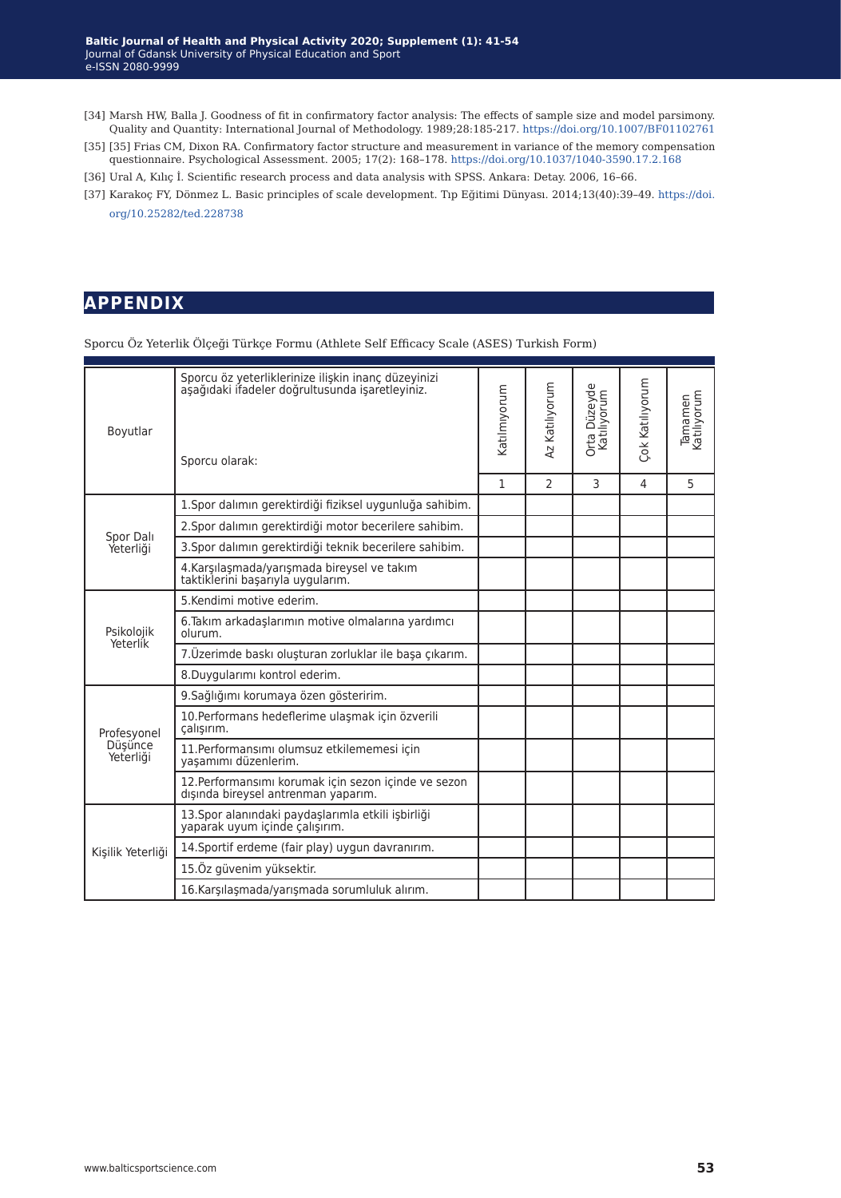[34] Marsh HW, Balla J. Goodness of fit in confirmatory factor analysis: The effects of sample size and model parsimony. Quality and Quantity: International Journal of Methodology. 1989;28:185-217. https://doi.org/10.1007/BF01102761

[35] [35] Frias CM, Dixon RA. Confirmatory factor structure and measurement in variance of the memory compensation questionnaire. Psychological Assessment. 2005; 17(2): 168–178. https://doi.org/10.1037/1040-3590.17.2.168

[36] Ural A, Kılıç İ. Scientific research process and data analysis with SPSS. Ankara: Detay. 2006, 16–66.

[37] Karakoç FY, Dönmez L. Basic principles of scale development. Tıp Eğitimi Dünyası. 2014;13(40):39–49. https://doi.org/10.25282/ted.228738

## APPENDIX

Sporcu Öz Yeterlik Ölçeği Türkçe Formu (Athlete Self Efficacy Scale (ASES) Turkish Form)

| Boyutlar | Sporcu öz yeterliklerinize ilişkin inanç düzeyinizi aşağıdaki ifadeler doğrultusunda işaretleyiniz. Sporcu olarak: | Katılmıyorum | Az Katılıyorum | Orta Düzeyde Katılıyorum | Çok Katılıyorum | Tamamen Katılıyorum |
|---|---|---|---|---|---|---|
| | | 1 | 2 | 3 | 4 | 5 |
| Spor Dalı Yeterliği | 1.Spor dalımın gerektirdiği fiziksel uygunluğa sahibim. | | | | | |
| | 2.Spor dalımın gerektirdiği motor becerilere sahibim. | | | | | |
| | 3.Spor dalımın gerektirdiği teknik becerilere sahibim. | | | | | |
| | 4.Karşılaşmada/yarışmada bireysel ve takım taktiklerini başarıyla uygularım. | | | | | |
| Psikolojik Yeterlik | 5.Kendimi motive ederim. | | | | | |
| | 6.Takım arkadaşlarımın motive olmalarına yardımcı olurum. | | | | | |
| | 7.Üzerimde baskı oluşturan zorluklar ile başa çıkarım. | | | | | |
| | 8.Duygularımı kontrol ederim. | | | | | |
| Profesyonel Düşünce Yeterliği | 9.Sağlığımı korumaya özen gösteririm. | | | | | |
| | 10.Performans hedeflerime ulaşmak için özverili çalışırım. | | | | | |
| | 11.Performansımı olumsuz etkilememesi için yaşamımı düzenlerim. | | | | | |
| | 12.Performansımı korumak için sezon içinde ve sezon dışında bireysel antrenman yaparım. | | | | | |
| Kişilik Yeterliği | 13.Spor alanındaki paydaşlarımla etkili işbirliği yaparak uyum içinde çalışırım. | | | | | |
| | 14.Sportif erdeme (fair play) uygun davranırım. | | | | | |
| | 15.Öz güvenim yüksektir. | | | | | |
| | 16.Karşılaşmada/yarışmada sorumluluk alırım. | | | | | |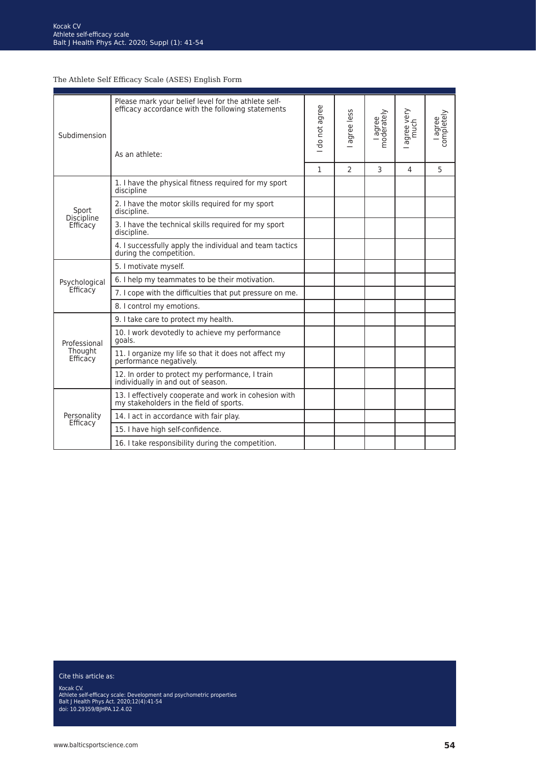The Athlete Self Efficacy Scale (ASES) English Form

| Subdimension | Please mark your belief level for the athlete self-efficacy accordance with the following statements<br><br>As an athlete: | I do not agree | I agree less | I agree moderately | I agree very much | I agree completely |
|---|---|---|---|---|---|---|
| | | 1 | 2 | 3 | 4 | 5 |
| Sport Discipline Efficacy | 1. I have the physical fitness required for my sport discipline | | | | | |
| | 2. I have the motor skills required for my sport discipline. | | | | | |
| | 3. I have the technical skills required for my sport discipline. | | | | | |
| | 4. I successfully apply the individual and team tactics during the competition. | | | | | |
| Psychological Efficacy | 5. I motivate myself. | | | | | |
| | 6. I help my teammates to be their motivation. | | | | | |
| | 7. I cope with the difficulties that put pressure on me. | | | | | |
| | 8. I control my emotions. | | | | | |
| Professional Thought Efficacy | 9. I take care to protect my health. | | | | | |
| | 10. I work devotedly to achieve my performance goals. | | | | | |
| | 11. I organize my life so that it does not affect my performance negatively. | | | | | |
| | 12. In order to protect my performance, I train individually in and out of season. | | | | | |
| Personality Efficacy | 13. I effectively cooperate and work in cohesion with my stakeholders in the field of sports. | | | | | |
| | 14. I act in accordance with fair play. | | | | | |
| | 15. I have high self-confidence. | | | | | |
| | 16. I take responsibility during the competition. | | | | | |

Cite this article as:

Kocak CV.
Athlete self-efficacy scale: Development and psychometric properties
Balt J Health Phys Act. 2020;12(4):41-54
doi: 10.29359/BJHPA.12.4.02